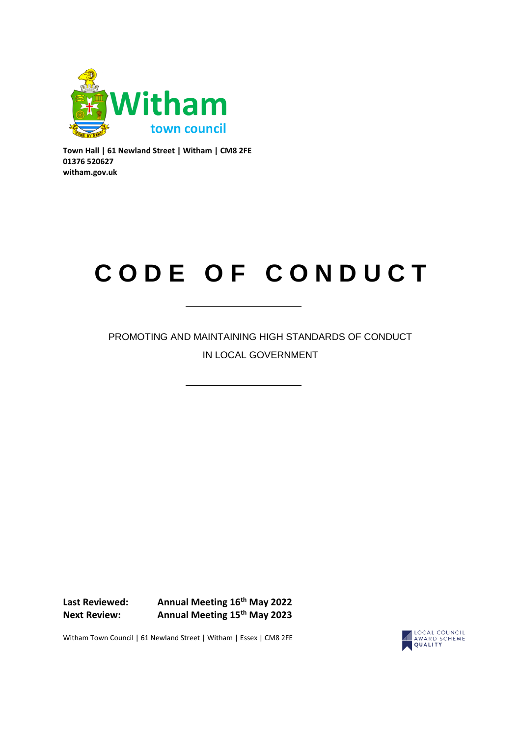Witham
town council

**Town Hall | 61 Newland Street | Witham | CM8 2FE**
**01376 520627**
**witham.gov.uk**

# CODE OF CONDUCT

---

PROMOTING AND MAINTAINING HIGH STANDARDS OF CONDUCT IN LOCAL GOVERNMENT

---

| | |
|---|---|
| **Last Reviewed:** | **Annual Meeting 16th May 2022** |
| **Next Review:** | **Annual Meeting 15th May 2023** |

Witham Town Council | 61 Newland Street | Witham | Essex | CM8 2FE

LOCAL COUNCIL AWARD SCHEME QUALITY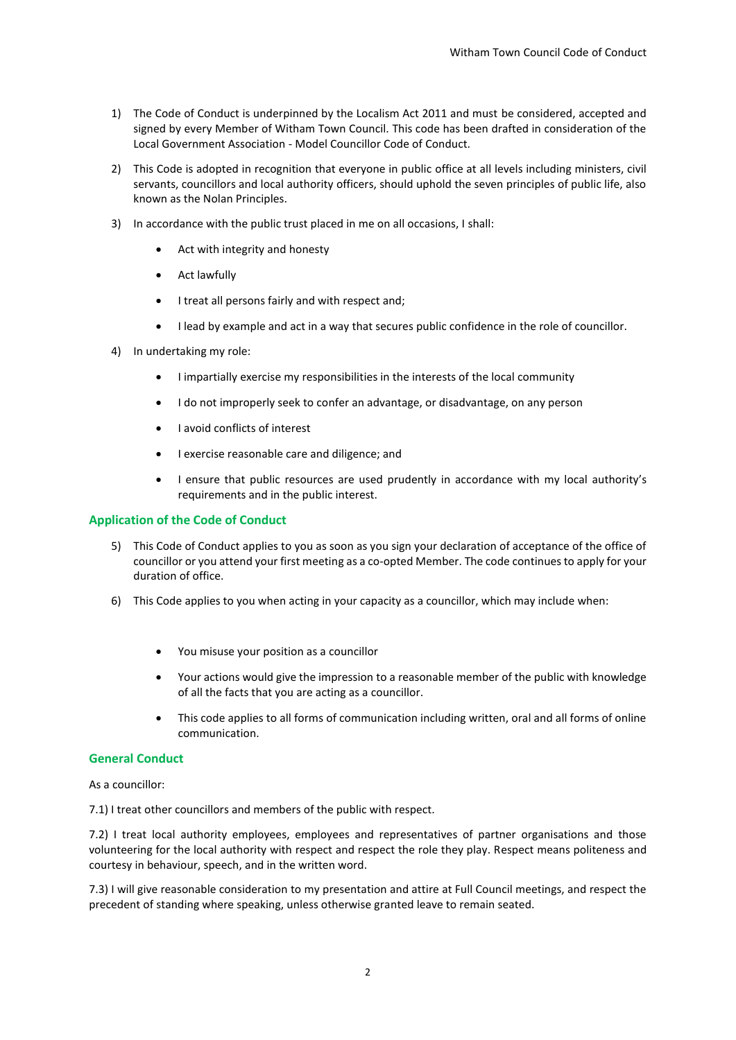1) The Code of Conduct is underpinned by the Localism Act 2011 and must be considered, accepted and signed by every Member of Witham Town Council. This code has been drafted in consideration of the Local Government Association - Model Councillor Code of Conduct.

2) This Code is adopted in recognition that everyone in public office at all levels including ministers, civil servants, councillors and local authority officers, should uphold the seven principles of public life, also known as the Nolan Principles.

3) In accordance with the public trust placed in me on all occasions, I shall:

    - Act with integrity and honesty
    - Act lawfully
    - I treat all persons fairly and with respect and;
    - I lead by example and act in a way that secures public confidence in the role of councillor.

4) In undertaking my role:

    - I impartially exercise my responsibilities in the interests of the local community
    - I do not improperly seek to confer an advantage, or disadvantage, on any person
    - I avoid conflicts of interest
    - I exercise reasonable care and diligence; and
    - I ensure that public resources are used prudently in accordance with my local authority's requirements and in the public interest.

## Application of the Code of Conduct

5) This Code of Conduct applies to you as soon as you sign your declaration of acceptance of the office of councillor or you attend your first meeting as a co-opted Member. The code continues to apply for your duration of office.

6) This Code applies to you when acting in your capacity as a councillor, which may include when:

    - You misuse your position as a councillor
    - Your actions would give the impression to a reasonable member of the public with knowledge of all the facts that you are acting as a councillor.
    - This code applies to all forms of communication including written, oral and all forms of online communication.

## General Conduct

As a councillor:

7.1) I treat other councillors and members of the public with respect.

7.2) I treat local authority employees, employees and representatives of partner organisations and those volunteering for the local authority with respect and respect the role they play. Respect means politeness and courtesy in behaviour, speech, and in the written word.

7.3) I will give reasonable consideration to my presentation and attire at Full Council meetings, and respect the precedent of standing where speaking, unless otherwise granted leave to remain seated.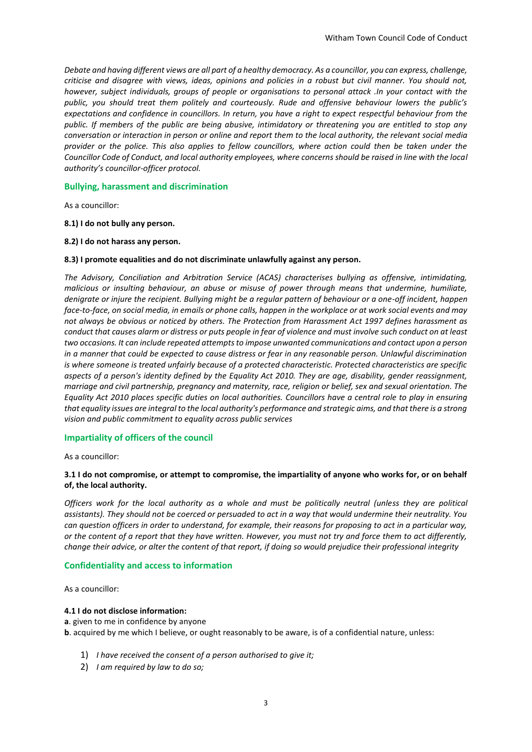*Debate and having different views are all part of a healthy democracy. As a councillor, you can express, challenge, criticise and disagree with views, ideas, opinions and policies in a robust but civil manner. You should not, however, subject individuals, groups of people or organisations to personal attack .In your contact with the public, you should treat them politely and courteously. Rude and offensive behaviour lowers the public's expectations and confidence in councillors. In return, you have a right to expect respectful behaviour from the public. If members of the public are being abusive, intimidatory or threatening you are entitled to stop any conversation or interaction in person or online and report them to the local authority, the relevant social media provider or the police. This also applies to fellow councillors, where action could then be taken under the Councillor Code of Conduct, and local authority employees, where concerns should be raised in line with the local authority's councillor-officer protocol.*

## Bullying, harassment and discrimination

As a councillor:

**8.1) I do not bully any person.**

**8.2) I do not harass any person.**

**8.3) I promote equalities and do not discriminate unlawfully against any person.**

*The Advisory, Conciliation and Arbitration Service (ACAS) characterises bullying as offensive, intimidating, malicious or insulting behaviour, an abuse or misuse of power through means that undermine, humiliate, denigrate or injure the recipient. Bullying might be a regular pattern of behaviour or a one-off incident, happen face-to-face, on social media, in emails or phone calls, happen in the workplace or at work social events and may not always be obvious or noticed by others. The Protection from Harassment Act 1997 defines harassment as conduct that causes alarm or distress or puts people in fear of violence and must involve such conduct on at least two occasions. It can include repeated attempts to impose unwanted communications and contact upon a person in a manner that could be expected to cause distress or fear in any reasonable person. Unlawful discrimination is where someone is treated unfairly because of a protected characteristic. Protected characteristics are specific aspects of a person's identity defined by the Equality Act 2010. They are age, disability, gender reassignment, marriage and civil partnership, pregnancy and maternity, race, religion or belief, sex and sexual orientation. The Equality Act 2010 places specific duties on local authorities. Councillors have a central role to play in ensuring that equality issues are integral to the local authority's performance and strategic aims, and that there is a strong vision and public commitment to equality across public services*

## Impartiality of officers of the council

As a councillor:

**3.1 I do not compromise, or attempt to compromise, the impartiality of anyone who works for, or on behalf of, the local authority.**

*Officers work for the local authority as a whole and must be politically neutral (unless they are political assistants). They should not be coerced or persuaded to act in a way that would undermine their neutrality. You can question officers in order to understand, for example, their reasons for proposing to act in a particular way, or the content of a report that they have written. However, you must not try and force them to act differently, change their advice, or alter the content of that report, if doing so would prejudice their professional integrity*

## Confidentiality and access to information

As a councillor:

**4.1 I do not disclose information:**

**a**. given to me in confidence by anyone
**b**. acquired by me which I believe, or ought reasonably to be aware, is of a confidential nature, unless:

1) *I have received the consent of a person authorised to give it;*
2) *I am required by law to do so;*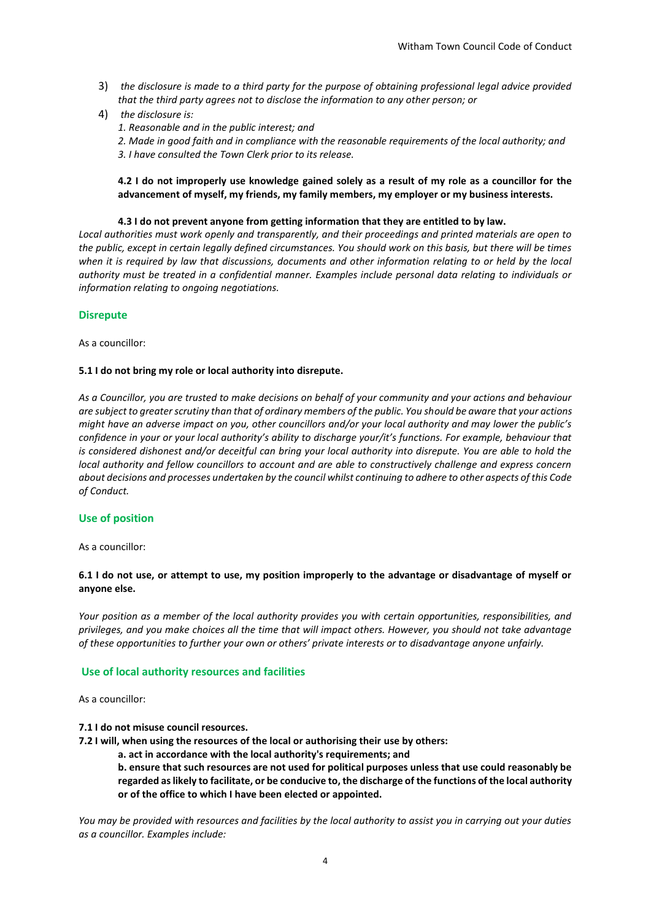3) *the disclosure is made to a third party for the purpose of obtaining professional legal advice provided that the third party agrees not to disclose the information to any other person; or*
4) *the disclosure is:*
   *1. Reasonable and in the public interest; and*
   *2. Made in good faith and in compliance with the reasonable requirements of the local authority; and*
   *3. I have consulted the Town Clerk prior to its release.*

**4.2 I do not improperly use knowledge gained solely as a result of my role as a councillor for the advancement of myself, my friends, my family members, my employer or my business interests.**

**4.3 I do not prevent anyone from getting information that they are entitled to by law.**

*Local authorities must work openly and transparently, and their proceedings and printed materials are open to the public, except in certain legally defined circumstances. You should work on this basis, but there will be times when it is required by law that discussions, documents and other information relating to or held by the local authority must be treated in a confidential manner. Examples include personal data relating to individuals or information relating to ongoing negotiations.*

## Disrepute

As a councillor:

**5.1 I do not bring my role or local authority into disrepute.**

*As a Councillor, you are trusted to make decisions on behalf of your community and your actions and behaviour are subject to greater scrutiny than that of ordinary members of the public. You should be aware that your actions might have an adverse impact on you, other councillors and/or your local authority and may lower the public's confidence in your or your local authority's ability to discharge your/it's functions. For example, behaviour that is considered dishonest and/or deceitful can bring your local authority into disrepute. You are able to hold the local authority and fellow councillors to account and are able to constructively challenge and express concern about decisions and processes undertaken by the council whilst continuing to adhere to other aspects of this Code of Conduct.*

## Use of position

As a councillor:

**6.1 I do not use, or attempt to use, my position improperly to the advantage or disadvantage of myself or anyone else.**

*Your position as a member of the local authority provides you with certain opportunities, responsibilities, and privileges, and you make choices all the time that will impact others. However, you should not take advantage of these opportunities to further your own or others' private interests or to disadvantage anyone unfairly.*

## Use of local authority resources and facilities

As a councillor:

**7.1 I do not misuse council resources.**

**7.2 I will, when using the resources of the local or authorising their use by others:**

**a. act in accordance with the local authority's requirements; and**

**b. ensure that such resources are not used for political purposes unless that use could reasonably be regarded as likely to facilitate, or be conducive to, the discharge of the functions of the local authority or of the office to which I have been elected or appointed.**

*You may be provided with resources and facilities by the local authority to assist you in carrying out your duties as a councillor. Examples include:*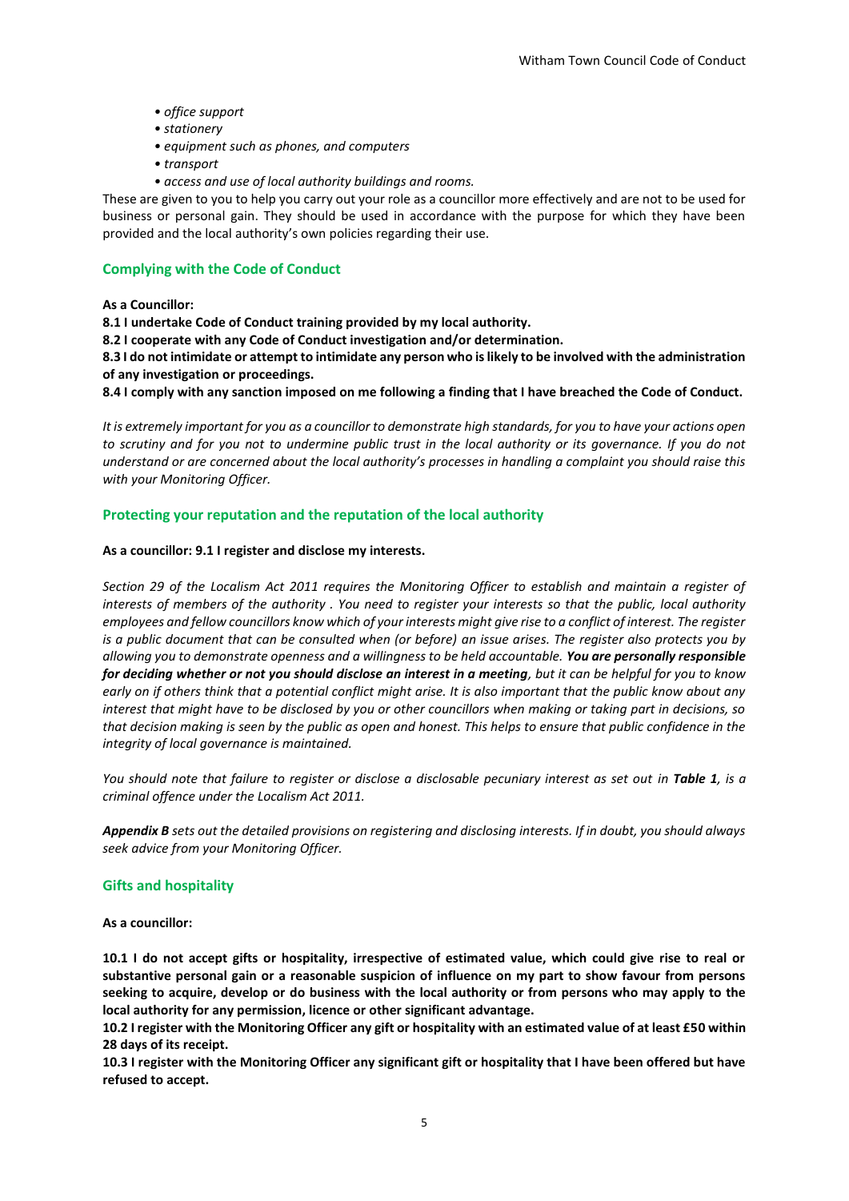- *office support*
- *stationery*
- *equipment such as phones, and computers*
- *transport*
- *access and use of local authority buildings and rooms.*

These are given to you to help you carry out your role as a councillor more effectively and are not to be used for business or personal gain. They should be used in accordance with the purpose for which they have been provided and the local authority's own policies regarding their use.

## Complying with the Code of Conduct

**As a Councillor:**

**8.1 I undertake Code of Conduct training provided by my local authority.**

**8.2 I cooperate with any Code of Conduct investigation and/or determination.**

**8.3 I do not intimidate or attempt to intimidate any person who is likely to be involved with the administration of any investigation or proceedings.**

**8.4 I comply with any sanction imposed on me following a finding that I have breached the Code of Conduct.**

*It is extremely important for you as a councillor to demonstrate high standards, for you to have your actions open to scrutiny and for you not to undermine public trust in the local authority or its governance. If you do not understand or are concerned about the local authority's processes in handling a complaint you should raise this with your Monitoring Officer.*

## Protecting your reputation and the reputation of the local authority

**As a councillor: 9.1 I register and disclose my interests.**

*Section 29 of the Localism Act 2011 requires the Monitoring Officer to establish and maintain a register of interests of members of the authority . You need to register your interests so that the public, local authority employees and fellow councillors know which of your interests might give rise to a conflict of interest. The register is a public document that can be consulted when (or before) an issue arises. The register also protects you by allowing you to demonstrate openness and a willingness to be held accountable.* ***You are personally responsible for deciding whether or not you should disclose an interest in a meeting****, but it can be helpful for you to know early on if others think that a potential conflict might arise. It is also important that the public know about any interest that might have to be disclosed by you or other councillors when making or taking part in decisions, so that decision making is seen by the public as open and honest. This helps to ensure that public confidence in the integrity of local governance is maintained.*

*You should note that failure to register or disclose a disclosable pecuniary interest as set out in* ***Table 1****, is a criminal offence under the Localism Act 2011.*

***Appendix B*** *sets out the detailed provisions on registering and disclosing interests. If in doubt, you should always seek advice from your Monitoring Officer.*

## Gifts and hospitality

**As a councillor:**

**10.1 I do not accept gifts or hospitality, irrespective of estimated value, which could give rise to real or substantive personal gain or a reasonable suspicion of influence on my part to show favour from persons seeking to acquire, develop or do business with the local authority or from persons who may apply to the local authority for any permission, licence or other significant advantage.**

**10.2 I register with the Monitoring Officer any gift or hospitality with an estimated value of at least £50 within 28 days of its receipt.**

**10.3 I register with the Monitoring Officer any significant gift or hospitality that I have been offered but have refused to accept.**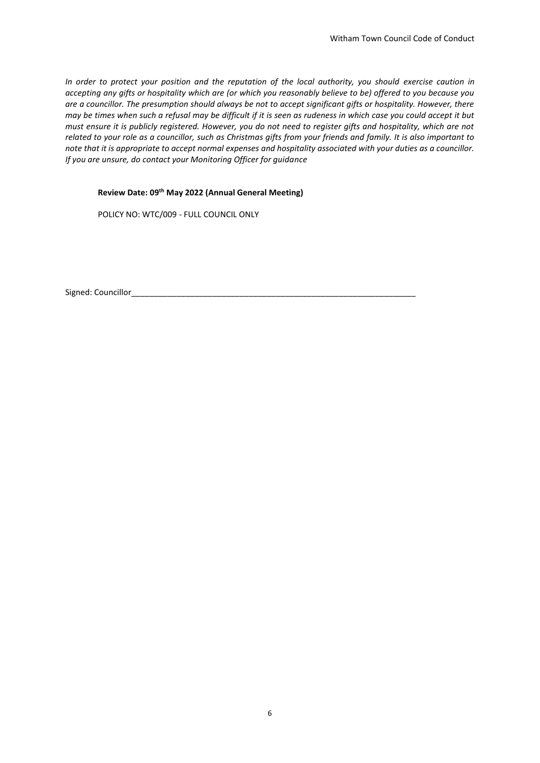*In order to protect your position and the reputation of the local authority, you should exercise caution in accepting any gifts or hospitality which are (or which you reasonably believe to be) offered to you because you are a councillor. The presumption should always be not to accept significant gifts or hospitality. However, there may be times when such a refusal may be difficult if it is seen as rudeness in which case you could accept it but must ensure it is publicly registered. However, you do not need to register gifts and hospitality, which are not related to your role as a councillor, such as Christmas gifts from your friends and family. It is also important to note that it is appropriate to accept normal expenses and hospitality associated with your duties as a councillor. If you are unsure, do contact your Monitoring Officer for guidance*

**Review Date: 09th May 2022 (Annual General Meeting)**

POLICY NO: WTC/009 - FULL COUNCIL ONLY

Signed: Councillor_________________________________________________________________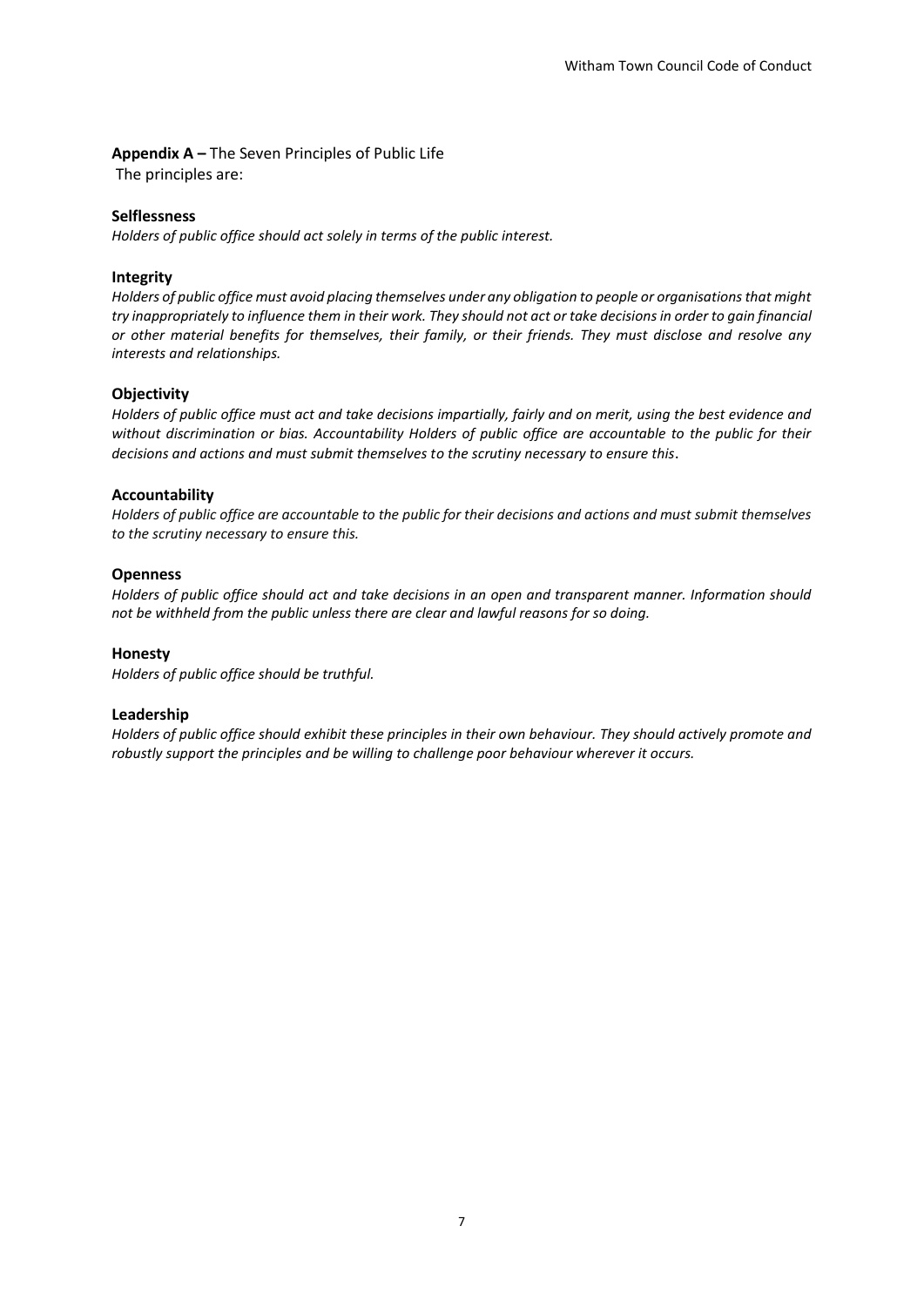**Appendix A –** The Seven Principles of Public Life

The principles are:

### Selflessness

*Holders of public office should act solely in terms of the public interest.*

### Integrity

*Holders of public office must avoid placing themselves under any obligation to people or organisations that might try inappropriately to influence them in their work. They should not act or take decisions in order to gain financial or other material benefits for themselves, their family, or their friends. They must disclose and resolve any interests and relationships.*

### Objectivity

*Holders of public office must act and take decisions impartially, fairly and on merit, using the best evidence and without discrimination or bias. Accountability Holders of public office are accountable to the public for their decisions and actions and must submit themselves to the scrutiny necessary to ensure this.*

### Accountability

*Holders of public office are accountable to the public for their decisions and actions and must submit themselves to the scrutiny necessary to ensure this.*

### Openness

*Holders of public office should act and take decisions in an open and transparent manner. Information should not be withheld from the public unless there are clear and lawful reasons for so doing.*

### Honesty

*Holders of public office should be truthful.*

### Leadership

*Holders of public office should exhibit these principles in their own behaviour. They should actively promote and robustly support the principles and be willing to challenge poor behaviour wherever it occurs.*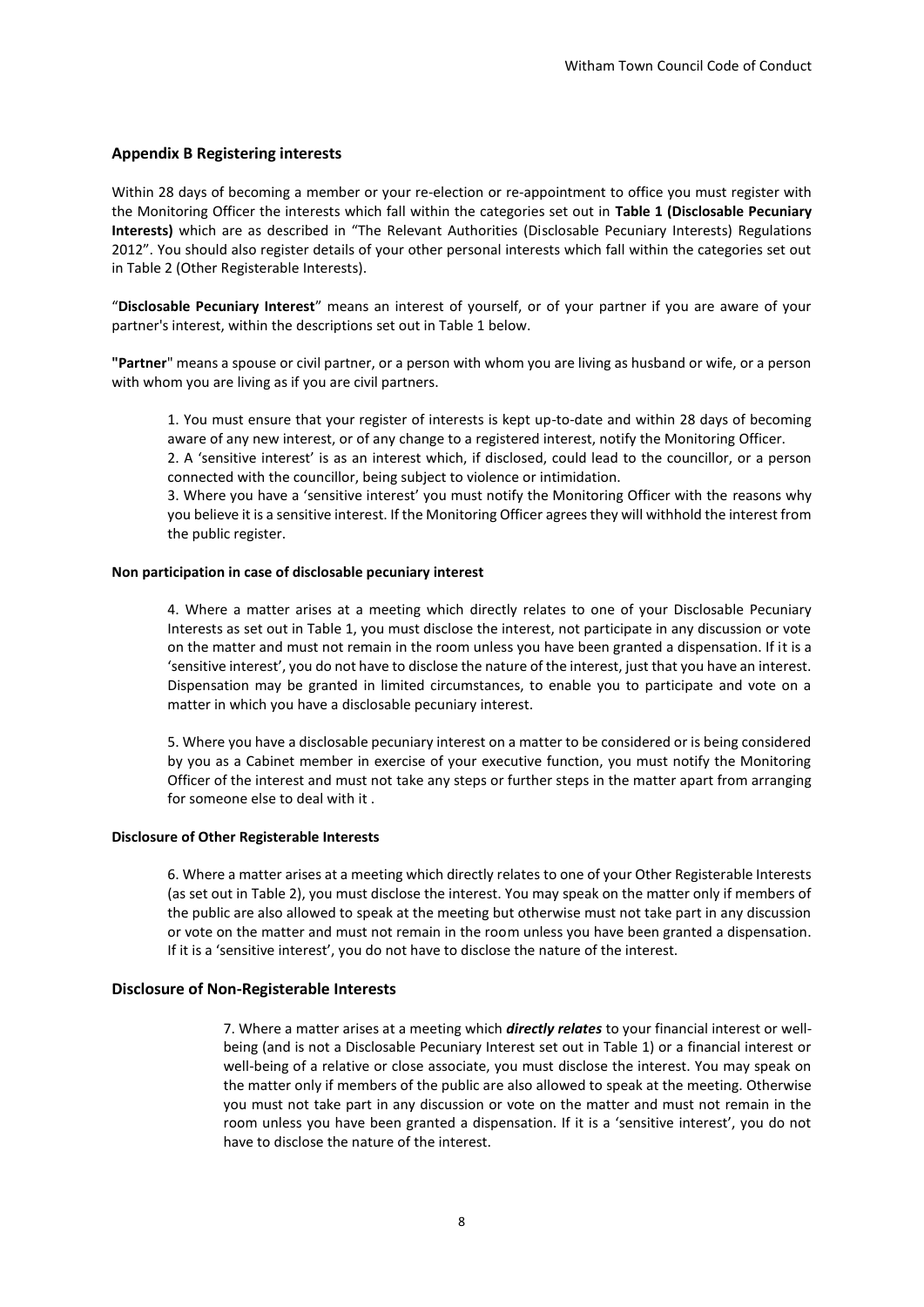## Appendix B Registering interests

Within 28 days of becoming a member or your re-election or re-appointment to office you must register with the Monitoring Officer the interests which fall within the categories set out in **Table 1 (Disclosable Pecuniary Interests)** which are as described in "The Relevant Authorities (Disclosable Pecuniary Interests) Regulations 2012". You should also register details of your other personal interests which fall within the categories set out in Table 2 (Other Registerable Interests).

"**Disclosable Pecuniary Interest**" means an interest of yourself, or of your partner if you are aware of your partner's interest, within the descriptions set out in Table 1 below.

**"Partner"** means a spouse or civil partner, or a person with whom you are living as husband or wife, or a person with whom you are living as if you are civil partners.

1. You must ensure that your register of interests is kept up-to-date and within 28 days of becoming aware of any new interest, or of any change to a registered interest, notify the Monitoring Officer.
2. A 'sensitive interest' is as an interest which, if disclosed, could lead to the councillor, or a person connected with the councillor, being subject to violence or intimidation.
3. Where you have a 'sensitive interest' you must notify the Monitoring Officer with the reasons why you believe it is a sensitive interest. If the Monitoring Officer agrees they will withhold the interest from the public register.

#### Non participation in case of disclosable pecuniary interest

4. Where a matter arises at a meeting which directly relates to one of your Disclosable Pecuniary Interests as set out in Table 1, you must disclose the interest, not participate in any discussion or vote on the matter and must not remain in the room unless you have been granted a dispensation. If it is a 'sensitive interest', you do not have to disclose the nature of the interest, just that you have an interest. Dispensation may be granted in limited circumstances, to enable you to participate and vote on a matter in which you have a disclosable pecuniary interest.

5. Where you have a disclosable pecuniary interest on a matter to be considered or is being considered by you as a Cabinet member in exercise of your executive function, you must notify the Monitoring Officer of the interest and must not take any steps or further steps in the matter apart from arranging for someone else to deal with it .

#### Disclosure of Other Registerable Interests

6. Where a matter arises at a meeting which directly relates to one of your Other Registerable Interests (as set out in Table 2), you must disclose the interest. You may speak on the matter only if members of the public are also allowed to speak at the meeting but otherwise must not take part in any discussion or vote on the matter and must not remain in the room unless you have been granted a dispensation. If it is a 'sensitive interest', you do not have to disclose the nature of the interest.

### Disclosure of Non-Registerable Interests

7. Where a matter arises at a meeting which ***directly relates*** to your financial interest or well-being (and is not a Disclosable Pecuniary Interest set out in Table 1) or a financial interest or well-being of a relative or close associate, you must disclose the interest. You may speak on the matter only if members of the public are also allowed to speak at the meeting. Otherwise you must not take part in any discussion or vote on the matter and must not remain in the room unless you have been granted a dispensation. If it is a 'sensitive interest', you do not have to disclose the nature of the interest.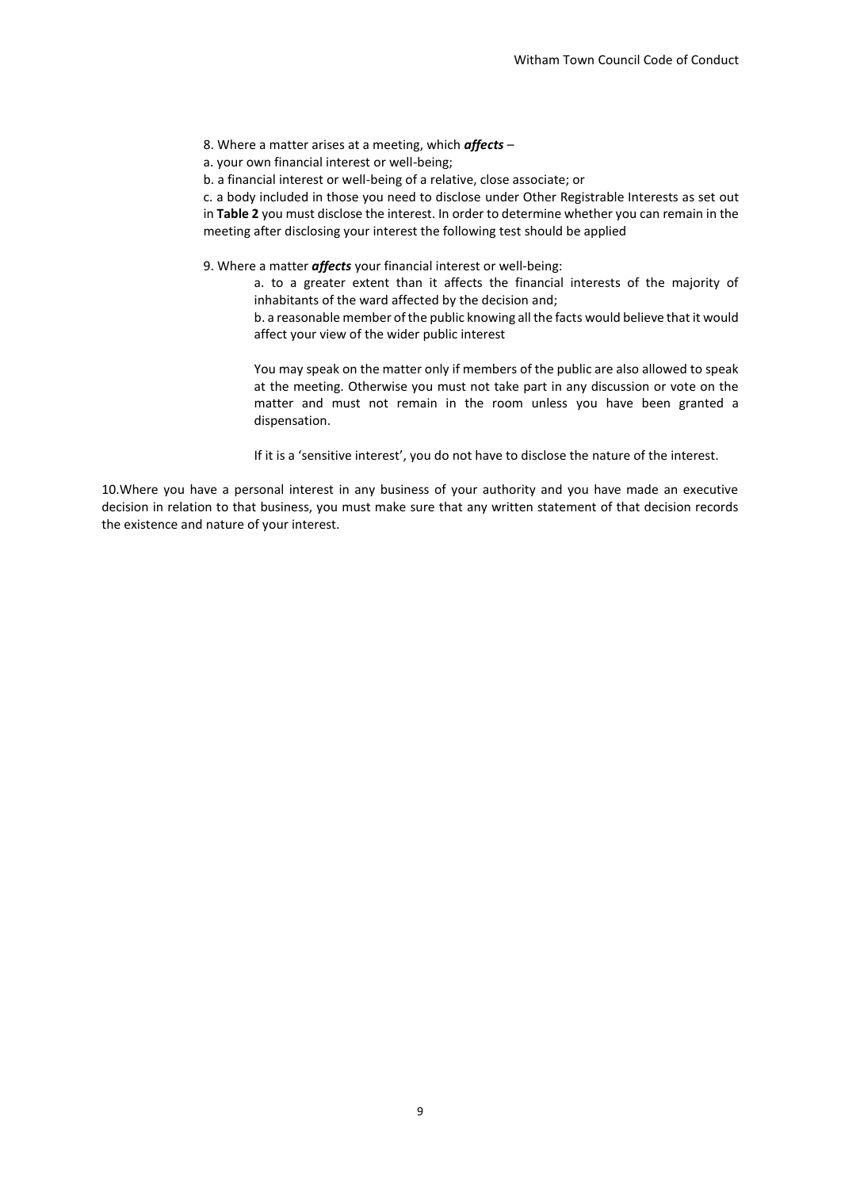8. Where a matter arises at a meeting, which ***affects*** –

a. your own financial interest or well-being;

b. a financial interest or well-being of a relative, close associate; or

c. a body included in those you need to disclose under Other Registrable Interests as set out in **Table 2** you must disclose the interest. In order to determine whether you can remain in the meeting after disclosing your interest the following test should be applied

9. Where a matter ***affects*** your financial interest or well-being:

> a. to a greater extent than it affects the financial interests of the majority of inhabitants of the ward affected by the decision and;
>
> b. a reasonable member of the public knowing all the facts would believe that it would affect your view of the wider public interest
>
> You may speak on the matter only if members of the public are also allowed to speak at the meeting. Otherwise you must not take part in any discussion or vote on the matter and must not remain in the room unless you have been granted a dispensation.
>
> If it is a 'sensitive interest', you do not have to disclose the nature of the interest.

10.Where you have a personal interest in any business of your authority and you have made an executive decision in relation to that business, you must make sure that any written statement of that decision records the existence and nature of your interest.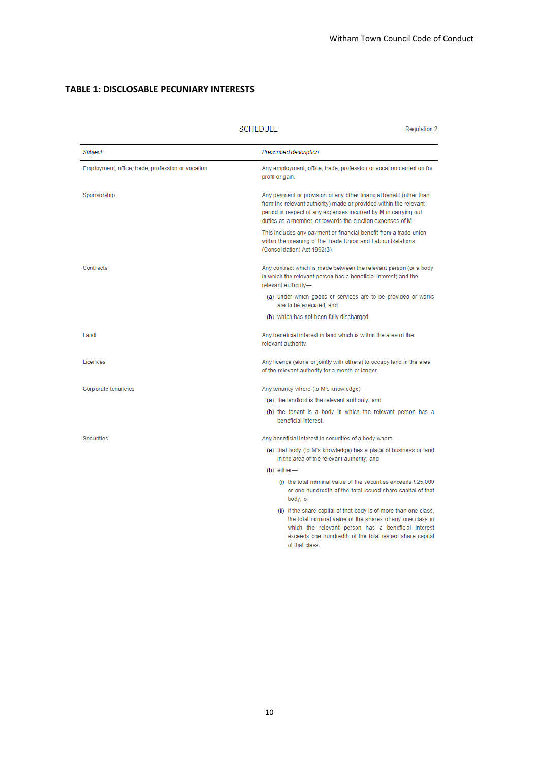## TABLE 1: DISCLOSABLE PECUNIARY INTERESTS

SCHEDULE

Regulation 2

| *Subject* | *Prescribed description* |
|---|---|
| Employment, office, trade, profession or vocation | Any employment, office, trade, profession or vocation carried on for profit or gain. |
| Sponsorship | Any payment or provision of any other financial benefit (other than from the relevant authority) made or provided within the relevant period in respect of any expenses incurred by M in carrying out duties as a member, or towards the election expenses of M. <br><br> This includes any payment or financial benefit from a trade union within the meaning of the Trade Union and Labour Relations (Consolidation) Act 1992(3). |
| Contracts | Any contract which is made between the relevant person (or a body in which the relevant person has a beneficial interest) and the relevant authority— <br> (a) under which goods or services are to be provided or works are to be executed; and <br> (b) which has not been fully discharged. |
| Land | Any beneficial interest in land which is within the area of the relevant authority. |
| Licences | Any licence (alone or jointly with others) to occupy land in the area of the relevant authority for a month or longer. |
| Corporate tenancies | Any tenancy where (to M's knowledge)— <br> (a) the landlord is the relevant authority; and <br> (b) the tenant is a body in which the relevant person has a beneficial interest. |
| Securities | Any beneficial interest in securities of a body where— <br> (a) that body (to M's knowledge) has a place of business or land in the area of the relevant authority; and <br> (b) either— <br> (i) the total nominal value of the securities exceeds £25,000 or one hundredth of the total issued share capital of that body; or <br> (ii) if the share capital of that body is of more than one class, the total nominal value of the shares of any one class in which the relevant person has a beneficial interest exceeds one hundredth of the total issued share capital of that class. |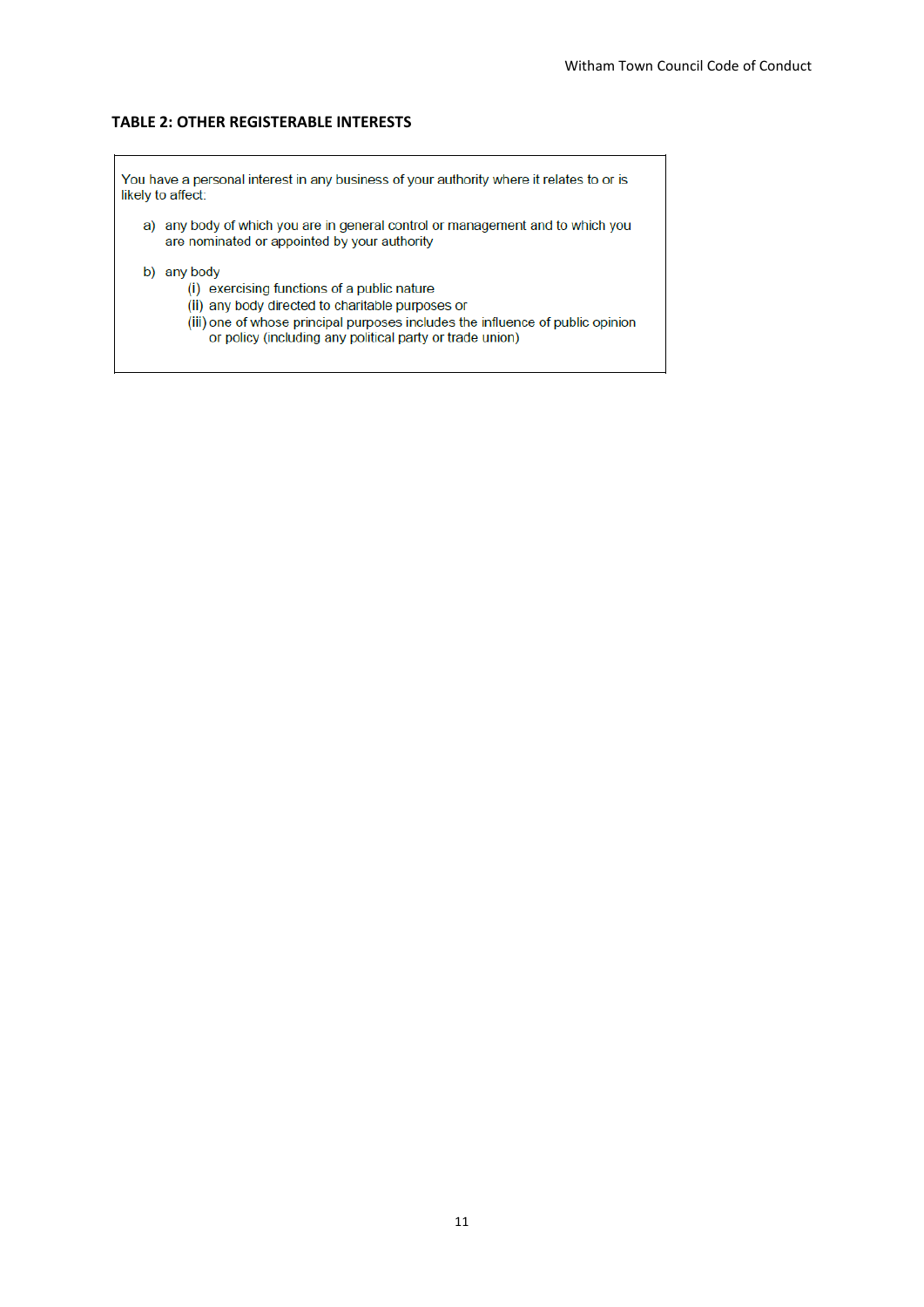**TABLE 2: OTHER REGISTERABLE INTERESTS**

You have a personal interest in any business of your authority where it relates to or is likely to affect:

a) any body of which you are in general control or management and to which you are nominated or appointed by your authority

b) any body
   (i) exercising functions of a public nature
   (ii) any body directed to charitable purposes or
   (iii) one of whose principal purposes includes the influence of public opinion or policy (including any political party or trade union)